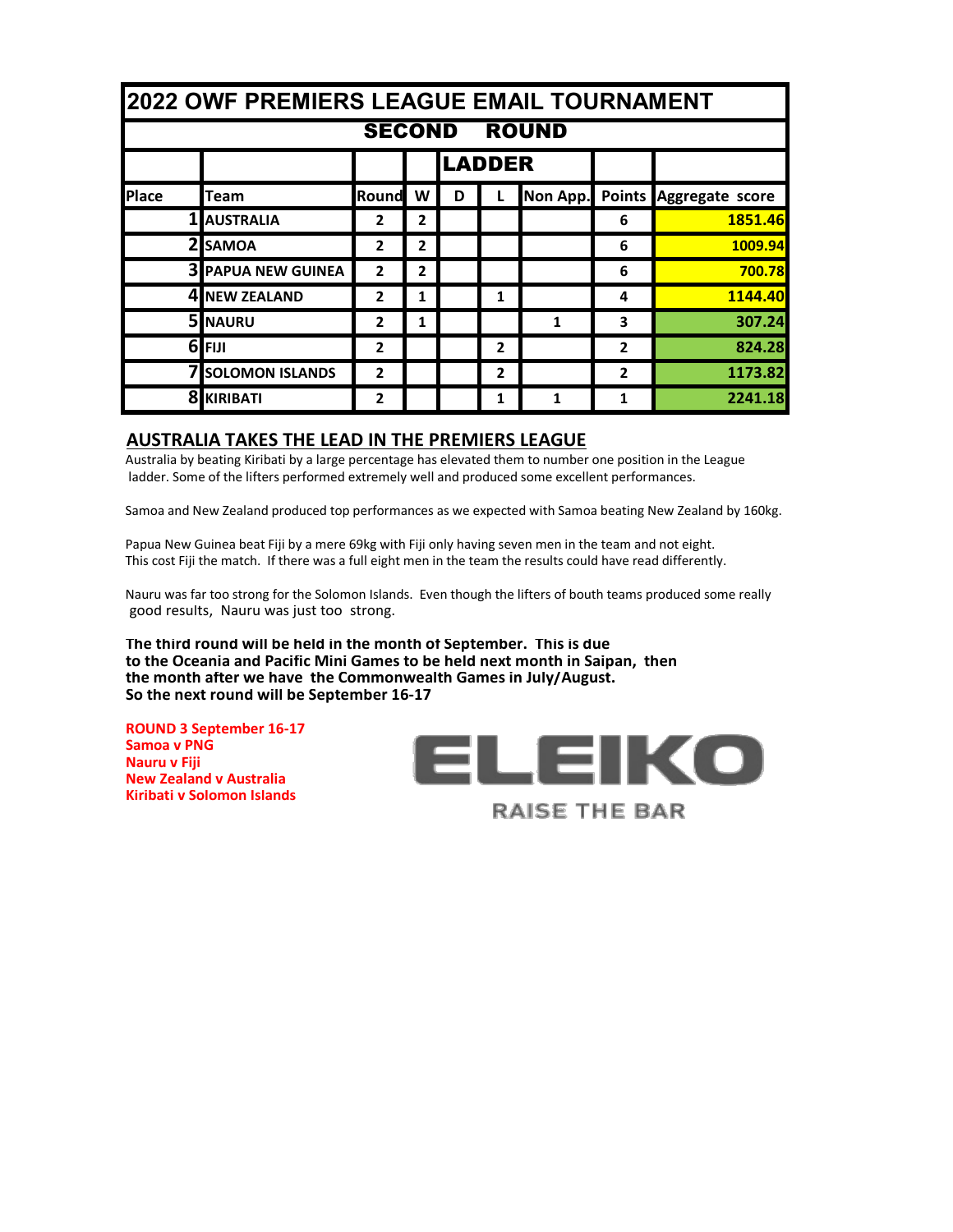# 2022 OWF PREMIERS LEAGUE EMAIL TOURNAMENT

## SECOND ROUND

### LADDER

| Place | Team | Round | W | D | L | Non App. | Points | Aggregate score |
|---|---|---|---|---|---|---|---|---|
| 1 | AUSTRALIA | 2 | 2 | | | | 6 | 1851.46 |
| 2 | SAMOA | 2 | 2 | | | | 6 | 1009.94 |
| 3 | PAPUA NEW GUINEA | 2 | 2 | | | | 6 | 700.78 |
| 4 | NEW ZEALAND | 2 | 1 | | 1 | | 4 | 1144.40 |
| 5 | NAURU | 2 | 1 | | | 1 | 3 | 307.24 |
| 6 | FIJI | 2 | | | 2 | | 2 | 824.28 |
| 7 | SOLOMON ISLANDS | 2 | | | 2 | | 2 | 1173.82 |
| 8 | KIRIBATI | 2 | | | 1 | 1 | 1 | 2241.18 |

## AUSTRALIA TAKES THE LEAD IN THE PREMIERS LEAGUE

Australia by beating Kiribati by a large percentage has elevated them to number one position in the League ladder. Some of the lifters performed extremely well and produced some excellent performances.

Samoa and New Zealand produced top performances as we expected with Samoa beating New Zealand by 160kg.

Papua New Guinea beat Fiji by a mere 69kg with Fiji only having seven men in the team and not eight. This cost Fiji the match. If there was a full eight men in the team the results could have read differently.

Nauru was far too strong for the Solomon Islands. Even though the lifters of bouth teams produced some really good results, Nauru was just too strong.

**The third round will be held in the month of September. This is due to the Oceania and Pacific Mini Games to be held next month in Saipan, then the month after we have the Commonwealth Games in July/August. So the next round will be September 16-17**

**ROUND 3 September 16-17**
**Samoa v PNG**
**Nauru v Fiji**
**New Zealand v Australia**
**Kiribati v Solomon Islands**

ELEIKO

RAISE THE BAR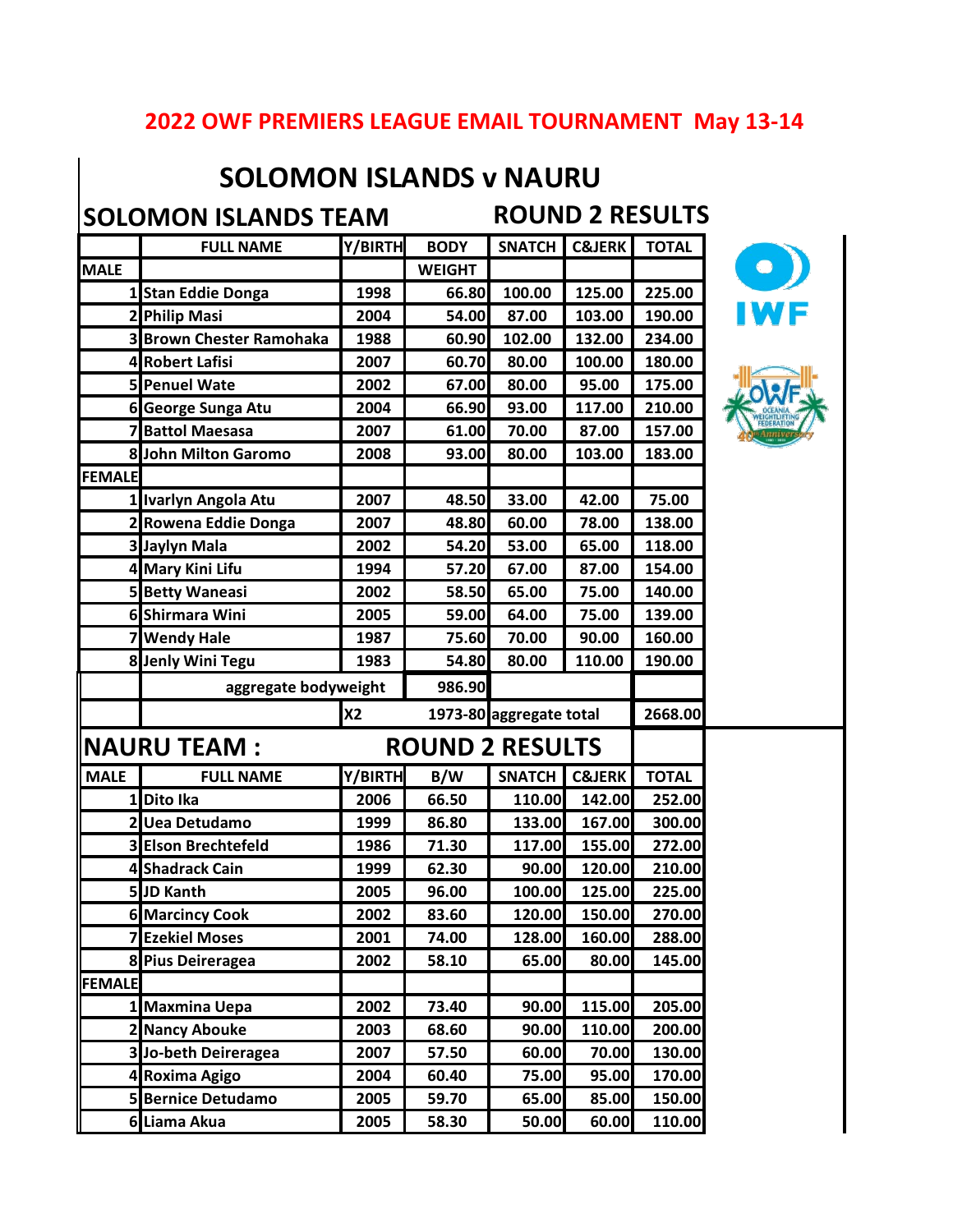# 2022 OWF PREMIERS LEAGUE EMAIL TOURNAMENT May 13-14

## SOLOMON ISLANDS v NAURU

### SOLOMON ISLANDS TEAM — ROUND 2 RESULTS

| | FULL NAME | Y/BIRTH | BODY WEIGHT | SNATCH | C&JERK | TOTAL |
|---|---|---|---|---|---|---|
| MALE | | | | | | |
| 1 | Stan Eddie Donga | 1998 | 66.80 | 100.00 | 125.00 | 225.00 |
| 2 | Philip Masi | 2004 | 54.00 | 87.00 | 103.00 | 190.00 |
| 3 | Brown Chester Ramohaka | 1988 | 60.90 | 102.00 | 132.00 | 234.00 |
| 4 | Robert Lafisi | 2007 | 60.70 | 80.00 | 100.00 | 180.00 |
| 5 | Penuel Wate | 2002 | 67.00 | 80.00 | 95.00 | 175.00 |
| 6 | George Sunga Atu | 2004 | 66.90 | 93.00 | 117.00 | 210.00 |
| 7 | Battol Maesasa | 2007 | 61.00 | 70.00 | 87.00 | 157.00 |
| 8 | John Milton Garomo | 2008 | 93.00 | 80.00 | 103.00 | 183.00 |
| FEMALE | | | | | | |
| 1 | Ivarlyn Angola Atu | 2007 | 48.50 | 33.00 | 42.00 | 75.00 |
| 2 | Rowena Eddie Donga | 2007 | 48.80 | 60.00 | 78.00 | 138.00 |
| 3 | Jaylyn Mala | 2002 | 54.20 | 53.00 | 65.00 | 118.00 |
| 4 | Mary Kini Lifu | 1994 | 57.20 | 67.00 | 87.00 | 154.00 |
| 5 | Betty Waneasi | 2002 | 58.50 | 65.00 | 75.00 | 140.00 |
| 6 | Shirmara Wini | 2005 | 59.00 | 64.00 | 75.00 | 139.00 |
| 7 | Wendy Hale | 1987 | 75.60 | 70.00 | 90.00 | 160.00 |
| 8 | Jenly Wini Tegu | 1983 | 54.80 | 80.00 | 110.00 | 190.00 |
| | aggregate bodyweight | | 986.90 | | | |
| | | X2 | 1973-80 | aggregate total | | 2668.00 |

### NAURU TEAM : ROUND 2 RESULTS

| MALE | FULL NAME | Y/BIRTH | B/W | SNATCH | C&JERK | TOTAL |
|---|---|---|---|---|---|---|
| 1 | Dito Ika | 2006 | 66.50 | 110.00 | 142.00 | 252.00 |
| 2 | Uea Detudamo | 1999 | 86.80 | 133.00 | 167.00 | 300.00 |
| 3 | Elson Brechtefeld | 1986 | 71.30 | 117.00 | 155.00 | 272.00 |
| 4 | Shadrack Cain | 1999 | 62.30 | 90.00 | 120.00 | 210.00 |
| 5 | JD Kanth | 2005 | 96.00 | 100.00 | 125.00 | 225.00 |
| 6 | Marcincy Cook | 2002 | 83.60 | 120.00 | 150.00 | 270.00 |
| 7 | Ezekiel Moses | 2001 | 74.00 | 128.00 | 160.00 | 288.00 |
| 8 | Pius Deireragea | 2002 | 58.10 | 65.00 | 80.00 | 145.00 |
| FEMALE | | | | | | |
| 1 | Maxmina Uepa | 2002 | 73.40 | 90.00 | 115.00 | 205.00 |
| 2 | Nancy Abouke | 2003 | 68.60 | 90.00 | 110.00 | 200.00 |
| 3 | Jo-beth Deireragea | 2007 | 57.50 | 60.00 | 70.00 | 130.00 |
| 4 | Roxima Agigo | 2004 | 60.40 | 75.00 | 95.00 | 170.00 |
| 5 | Bernice Detudamo | 2005 | 59.70 | 65.00 | 85.00 | 150.00 |
| 6 | Liama Akua | 2005 | 58.30 | 50.00 | 60.00 | 110.00 |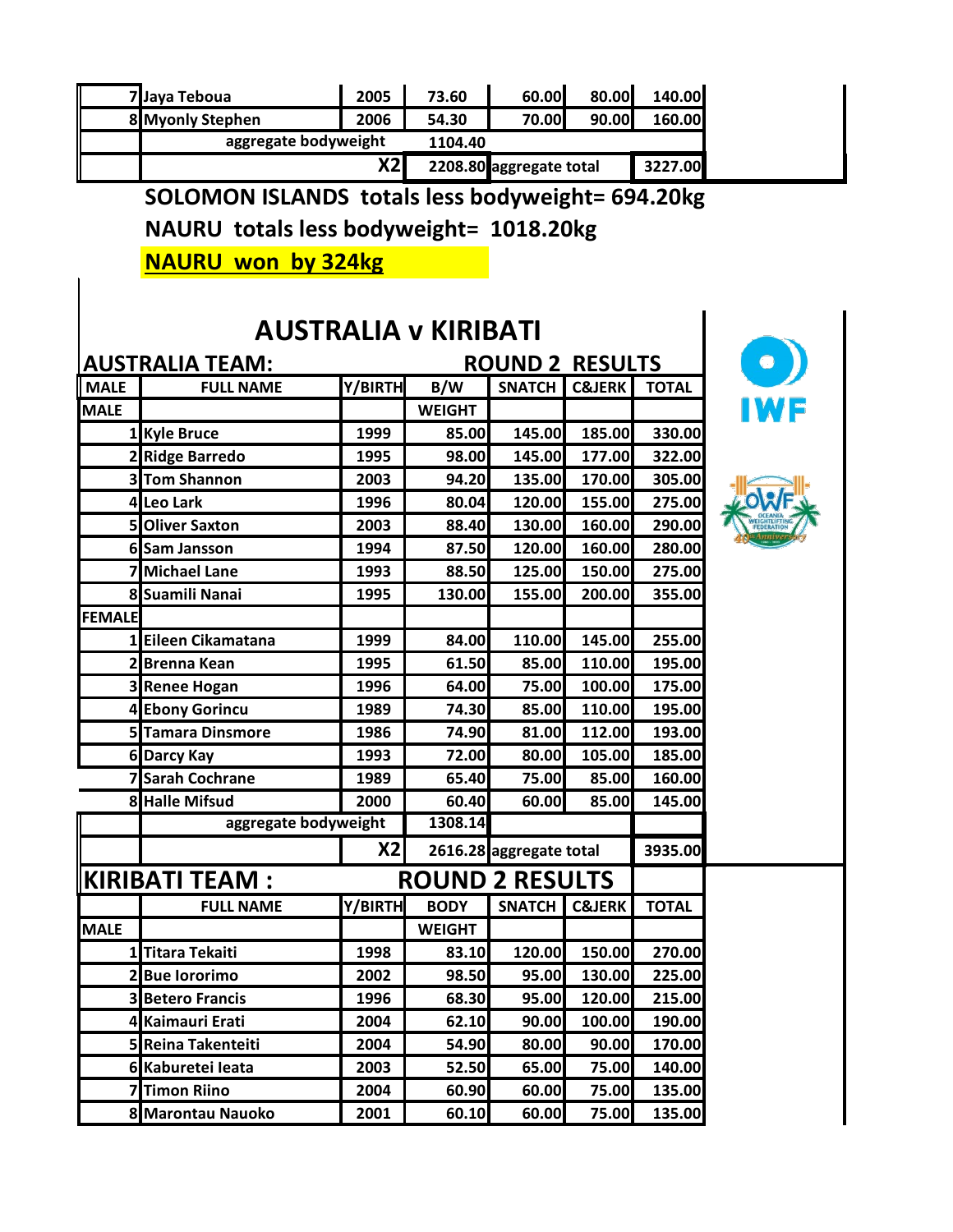| | | | | | | |
|---|---|---|---|---|---|---|
| 7 | Jaya Teboua | 2005 | 73.60 | 60.00 | 80.00 | 140.00 |
| 8 | Myonly Stephen | 2006 | 54.30 | 70.00 | 90.00 | 160.00 |
| | aggregate bodyweight | | 1104.40 | | | |
| | | X2 | 2208.80 | aggregate total | | 3227.00 |

**SOLOMON ISLANDS totals less bodyweight= 694.20kg**

**NAURU totals less bodyweight= 1018.20kg**

**NAURU won by 324kg**

## AUSTRALIA v KIRIBATI

**AUSTRALIA TEAM: ROUND 2 RESULTS**

| MALE | FULL NAME | Y/BIRTH | B/W | SNATCH | C&JERK | TOTAL |
|---|---|---|---|---|---|---|
| MALE | | | WEIGHT | | | |
| 1 | Kyle Bruce | 1999 | 85.00 | 145.00 | 185.00 | 330.00 |
| 2 | Ridge Barredo | 1995 | 98.00 | 145.00 | 177.00 | 322.00 |
| 3 | Tom Shannon | 2003 | 94.20 | 135.00 | 170.00 | 305.00 |
| 4 | Leo Lark | 1996 | 80.04 | 120.00 | 155.00 | 275.00 |
| 5 | Oliver Saxton | 2003 | 88.40 | 130.00 | 160.00 | 290.00 |
| 6 | Sam Jansson | 1994 | 87.50 | 120.00 | 160.00 | 280.00 |
| 7 | Michael Lane | 1993 | 88.50 | 125.00 | 150.00 | 275.00 |
| 8 | Suamili Nanai | 1995 | 130.00 | 155.00 | 200.00 | 355.00 |
| FEMALE | | | | | | |
| 1 | Eileen Cikamatana | 1999 | 84.00 | 110.00 | 145.00 | 255.00 |
| 2 | Brenna Kean | 1995 | 61.50 | 85.00 | 110.00 | 195.00 |
| 3 | Renee Hogan | 1996 | 64.00 | 75.00 | 100.00 | 175.00 |
| 4 | Ebony Gorincu | 1989 | 74.30 | 85.00 | 110.00 | 195.00 |
| 5 | Tamara Dinsmore | 1986 | 74.90 | 81.00 | 112.00 | 193.00 |
| 6 | Darcy Kay | 1993 | 72.00 | 80.00 | 105.00 | 185.00 |
| 7 | Sarah Cochrane | 1989 | 65.40 | 75.00 | 85.00 | 160.00 |
| 8 | Halle Mifsud | 2000 | 60.40 | 60.00 | 85.00 | 145.00 |
| | aggregate bodyweight | | 1308.14 | | | |
| | | X2 | 2616.28 | aggregate total | | 3935.00 |

**KIRIBATI TEAM : ROUND 2 RESULTS**

| | FULL NAME | Y/BIRTH | BODY | SNATCH | C&JERK | TOTAL |
|---|---|---|---|---|---|---|
| MALE | | | WEIGHT | | | |
| 1 | Titara Tekaiti | 1998 | 83.10 | 120.00 | 150.00 | 270.00 |
| 2 | Bue Iororimo | 2002 | 98.50 | 95.00 | 130.00 | 225.00 |
| 3 | Betero Francis | 1996 | 68.30 | 95.00 | 120.00 | 215.00 |
| 4 | Kaimauri Erati | 2004 | 62.10 | 90.00 | 100.00 | 190.00 |
| 5 | Reina Takenteiti | 2004 | 54.90 | 80.00 | 90.00 | 170.00 |
| 6 | Kaburetei Ieata | 2003 | 52.50 | 65.00 | 75.00 | 140.00 |
| 7 | Timon Riino | 2004 | 60.90 | 60.00 | 75.00 | 135.00 |
| 8 | Marontau Nauoko | 2001 | 60.10 | 60.00 | 75.00 | 135.00 |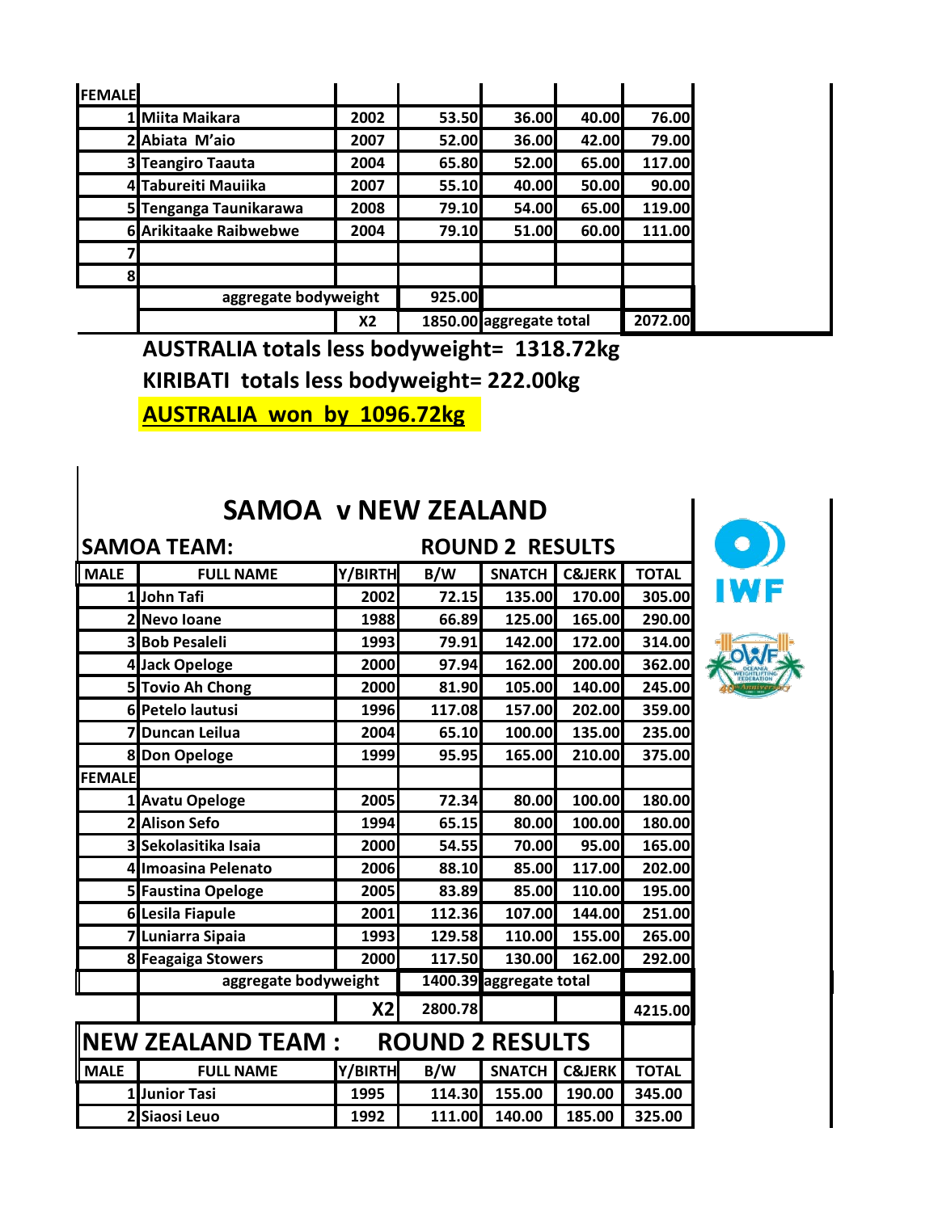| FEMALE | | | | | | |
|---|---|---|---|---|---|---|
| 1 | Miita Maikara | 2002 | 53.50 | 36.00 | 40.00 | 76.00 |
| 2 | Abiata M'aio | 2007 | 52.00 | 36.00 | 42.00 | 79.00 |
| 3 | Teangiro Taauta | 2004 | 65.80 | 52.00 | 65.00 | 117.00 |
| 4 | Tabureiti Mauiika | 2007 | 55.10 | 40.00 | 50.00 | 90.00 |
| 5 | Tenganga Taunikarawa | 2008 | 79.10 | 54.00 | 65.00 | 119.00 |
| 6 | Arikitaake Raibwebwe | 2004 | 79.10 | 51.00 | 60.00 | 111.00 |
| 7 | | | | | | |
| 8 | | | | | | |
| | aggregate bodyweight | | 925.00 | | | |
| | | X2 | 1850.00 | aggregate total | | 2072.00 |

**AUSTRALIA totals less bodyweight= 1318.72kg**

**KIRIBATI totals less bodyweight= 222.00kg**

**AUSTRALIA won by 1096.72kg**

## SAMOA v NEW ZEALAND

| SAMOA TEAM: | | | ROUND 2 RESULTS | | | |
|---|---|---|---|---|---|---|
| MALE | FULL NAME | Y/BIRTH | B/W | SNATCH | C&JERK | TOTAL |
| 1 | John Tafi | 2002 | 72.15 | 135.00 | 170.00 | 305.00 |
| 2 | Nevo Ioane | 1988 | 66.89 | 125.00 | 165.00 | 290.00 |
| 3 | Bob Pesaleli | 1993 | 79.91 | 142.00 | 172.00 | 314.00 |
| 4 | Jack Opeloge | 2000 | 97.94 | 162.00 | 200.00 | 362.00 |
| 5 | Tovio Ah Chong | 2000 | 81.90 | 105.00 | 140.00 | 245.00 |
| 6 | Petelo lautusi | 1996 | 117.08 | 157.00 | 202.00 | 359.00 |
| 7 | Duncan Leilua | 2004 | 65.10 | 100.00 | 135.00 | 235.00 |
| 8 | Don Opeloge | 1999 | 95.95 | 165.00 | 210.00 | 375.00 |
| FEMALE | | | | | | |
| 1 | Avatu Opeloge | 2005 | 72.34 | 80.00 | 100.00 | 180.00 |
| 2 | Alison Sefo | 1994 | 65.15 | 80.00 | 100.00 | 180.00 |
| 3 | Sekolasitika Isaia | 2000 | 54.55 | 70.00 | 95.00 | 165.00 |
| 4 | Imoasina Pelenato | 2006 | 88.10 | 85.00 | 117.00 | 202.00 |
| 5 | Faustina Opeloge | 2005 | 83.89 | 85.00 | 110.00 | 195.00 |
| 6 | Lesila Fiapule | 2001 | 112.36 | 107.00 | 144.00 | 251.00 |
| 7 | Luniarra Sipaia | 1993 | 129.58 | 110.00 | 155.00 | 265.00 |
| 8 | Feagaiga Stowers | 2000 | 117.50 | 130.00 | 162.00 | 292.00 |
| | aggregate bodyweight | | 1400.39 | aggregate total | | |
| | | X2 | 2800.78 | | | 4215.00 |

| NEW ZEALAND TEAM : | | | ROUND 2 RESULTS | | | |
|---|---|---|---|---|---|---|
| MALE | FULL NAME | Y/BIRTH | B/W | SNATCH | C&JERK | TOTAL |
| 1 | Junior Tasi | 1995 | 114.30 | 155.00 | 190.00 | 345.00 |
| 2 | Siaosi Leuo | 1992 | 111.00 | 140.00 | 185.00 | 325.00 |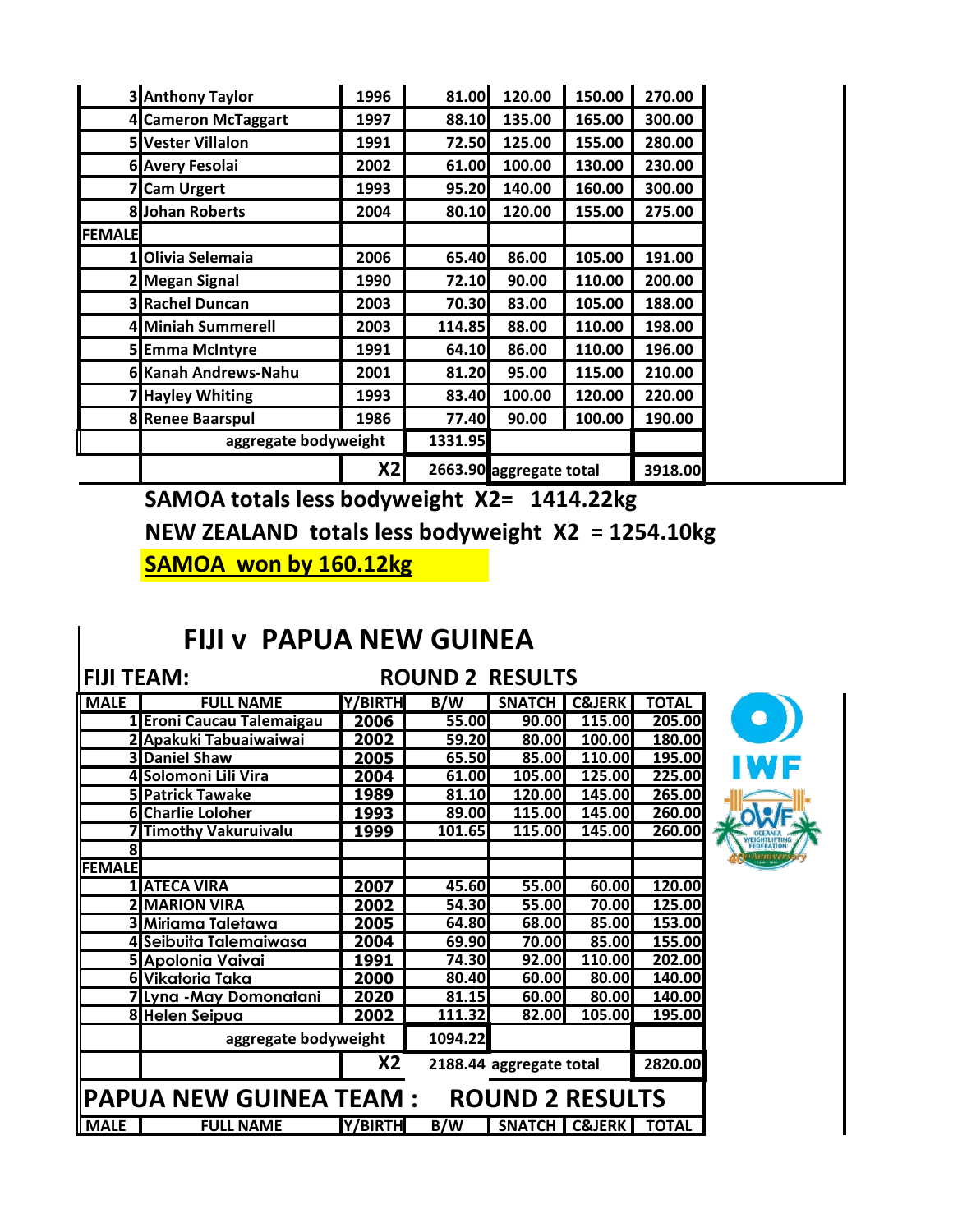| | | | | | | |
|---|---|---|---|---|---|---|
| 3 | Anthony Taylor | 1996 | 81.00 | 120.00 | 150.00 | 270.00 |
| 4 | Cameron McTaggart | 1997 | 88.10 | 135.00 | 165.00 | 300.00 |
| 5 | Vester Villalon | 1991 | 72.50 | 125.00 | 155.00 | 280.00 |
| 6 | Avery Fesolai | 2002 | 61.00 | 100.00 | 130.00 | 230.00 |
| 7 | Cam Urgert | 1993 | 95.20 | 140.00 | 160.00 | 300.00 |
| 8 | Johan Roberts | 2004 | 80.10 | 120.00 | 155.00 | 275.00 |
| FEMALE | | | | | | |
| 1 | Olivia Selemaia | 2006 | 65.40 | 86.00 | 105.00 | 191.00 |
| 2 | Megan Signal | 1990 | 72.10 | 90.00 | 110.00 | 200.00 |
| 3 | Rachel Duncan | 2003 | 70.30 | 83.00 | 105.00 | 188.00 |
| 4 | Miniah Summerell | 2003 | 114.85 | 88.00 | 110.00 | 198.00 |
| 5 | Emma McIntyre | 1991 | 64.10 | 86.00 | 110.00 | 196.00 |
| 6 | Kanah Andrews-Nahu | 2001 | 81.20 | 95.00 | 115.00 | 210.00 |
| 7 | Hayley Whiting | 1993 | 83.40 | 100.00 | 120.00 | 220.00 |
| 8 | Renee Baarspul | 1986 | 77.40 | 90.00 | 100.00 | 190.00 |
| | aggregate bodyweight | | 1331.95 | | | |
| | | X2 | 2663.90 | aggregate total | | 3918.00 |

**SAMOA totals less bodyweight X2= 1414.22kg**

**NEW ZEALAND totals less bodyweight X2 = 1254.10kg**

**SAMOA won by 160.12kg**

## FIJI v PAPUA NEW GUINEA

**FIJI TEAM: ROUND 2 RESULTS**

| MALE | FULL NAME | Y/BIRTH | B/W | SNATCH | C&JERK | TOTAL |
|---|---|---|---|---|---|---|
| 1 | Eroni Caucau Talemaigau | 2006 | 55.00 | 90.00 | 115.00 | 205.00 |
| 2 | Apakuki Tabuaiwaiwai | 2002 | 59.20 | 80.00 | 100.00 | 180.00 |
| 3 | Daniel Shaw | 2005 | 65.50 | 85.00 | 110.00 | 195.00 |
| 4 | Solomoni Lili Vira | 2004 | 61.00 | 105.00 | 125.00 | 225.00 |
| 5 | Patrick Tawake | 1989 | 81.10 | 120.00 | 145.00 | 265.00 |
| 6 | Charlie Loloher | 1993 | 89.00 | 115.00 | 145.00 | 260.00 |
| 7 | Timothy Vakuruivalu | 1999 | 101.65 | 115.00 | 145.00 | 260.00 |
| 8 | | | | | | |
| FEMALE | | | | | | |
| 1 | ATECA VIRA | 2007 | 45.60 | 55.00 | 60.00 | 120.00 |
| 2 | MARION VIRA | 2002 | 54.30 | 55.00 | 70.00 | 125.00 |
| 3 | Miriama Taletawa | 2005 | 64.80 | 68.00 | 85.00 | 153.00 |
| 4 | Seibuita Talemaiwasa | 2004 | 69.90 | 70.00 | 85.00 | 155.00 |
| 5 | Apolonia Vaivai | 1991 | 74.30 | 92.00 | 110.00 | 202.00 |
| 6 | Vikatoria Taka | 2000 | 80.40 | 60.00 | 80.00 | 140.00 |
| 7 | Lyna -May Domonatani | 2020 | 81.15 | 60.00 | 80.00 | 140.00 |
| 8 | Helen Seipua | 2002 | 111.32 | 82.00 | 105.00 | 195.00 |
| | aggregate bodyweight | | 1094.22 | | | |
| | | X2 | 2188.44 | aggregate total | | 2820.00 |

**PAPUA NEW GUINEA TEAM : ROUND 2 RESULTS**

| MALE | FULL NAME | Y/BIRTH | B/W | SNATCH | C&JERK | TOTAL |
|---|---|---|---|---|---|---|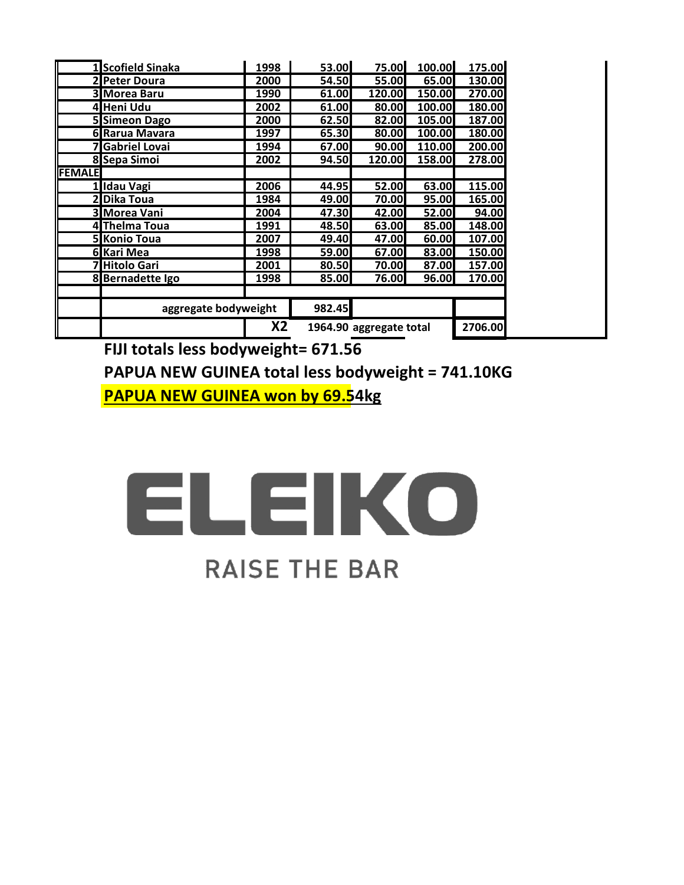| | | | | | | |
|---|---|---|---|---|---|---|
| 1 | Scofield Sinaka | 1998 | 53.00 | 75.00 | 100.00 | 175.00 |
| 2 | Peter Doura | 2000 | 54.50 | 55.00 | 65.00 | 130.00 |
| 3 | Morea Baru | 1990 | 61.00 | 120.00 | 150.00 | 270.00 |
| 4 | Heni Udu | 2002 | 61.00 | 80.00 | 100.00 | 180.00 |
| 5 | Simeon Dago | 2000 | 62.50 | 82.00 | 105.00 | 187.00 |
| 6 | Rarua Mavara | 1997 | 65.30 | 80.00 | 100.00 | 180.00 |
| 7 | Gabriel Lovai | 1994 | 67.00 | 90.00 | 110.00 | 200.00 |
| 8 | Sepa Simoi | 2002 | 94.50 | 120.00 | 158.00 | 278.00 |
| FEMALE | | | | | | |
| 1 | Idau Vagi | 2006 | 44.95 | 52.00 | 63.00 | 115.00 |
| 2 | Dika Toua | 1984 | 49.00 | 70.00 | 95.00 | 165.00 |
| 3 | Morea Vani | 2004 | 47.30 | 42.00 | 52.00 | 94.00 |
| 4 | Thelma Toua | 1991 | 48.50 | 63.00 | 85.00 | 148.00 |
| 5 | Konio Toua | 2007 | 49.40 | 47.00 | 60.00 | 107.00 |
| 6 | Kari Mea | 1998 | 59.00 | 67.00 | 83.00 | 150.00 |
| 7 | Hitolo Gari | 2001 | 80.50 | 70.00 | 87.00 | 157.00 |
| 8 | Bernadette Igo | 1998 | 85.00 | 76.00 | 96.00 | 170.00 |
| | | | | | | |
| | aggregate bodyweight | | 982.45 | | | |
| | | X2 | 1964.90 | aggregate total | | 2706.00 |

**FIJI totals less bodyweight= 671.56**

**PAPUA NEW GUINEA total less bodyweight = 741.10KG**

**PAPUA NEW GUINEA won by 69.54kg**

ELEIKO

RAISE THE BAR